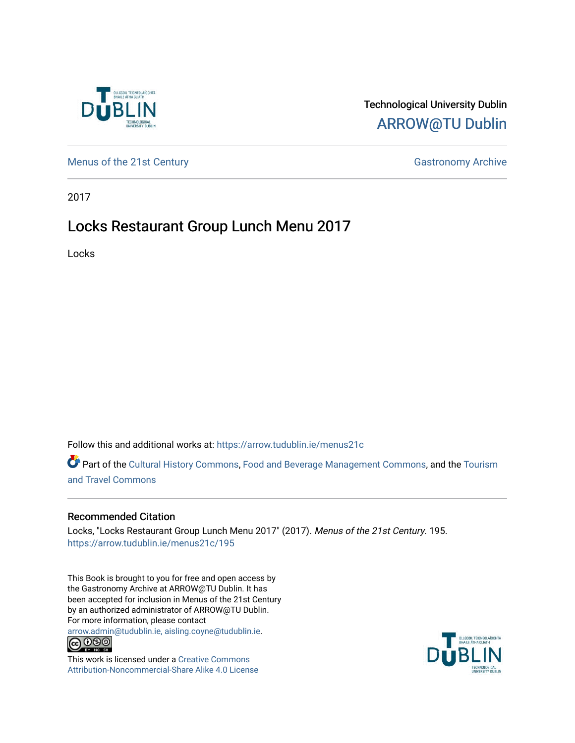Technological University Dublin

ARROW@TU Dublin

Menus of the 21st Century

Gastronomy Archive

2017

# Locks Restaurant Group Lunch Menu 2017

Locks

Follow this and additional works at: https://arrow.tudublin.ie/menus21c

Part of the Cultural History Commons, Food and Beverage Management Commons, and the Tourism and Travel Commons

## Recommended Citation

Locks, "Locks Restaurant Group Lunch Menu 2017" (2017). *Menus of the 21st Century*. 195.
https://arrow.tudublin.ie/menus21c/195

This Book is brought to you for free and open access by the Gastronomy Archive at ARROW@TU Dublin. It has been accepted for inclusion in Menus of the 21st Century by an authorized administrator of ARROW@TU Dublin. For more information, please contact arrow.admin@tudublin.ie, aisling.coyne@tudublin.ie.

This work is licensed under a Creative Commons Attribution-Noncommercial-Share Alike 4.0 License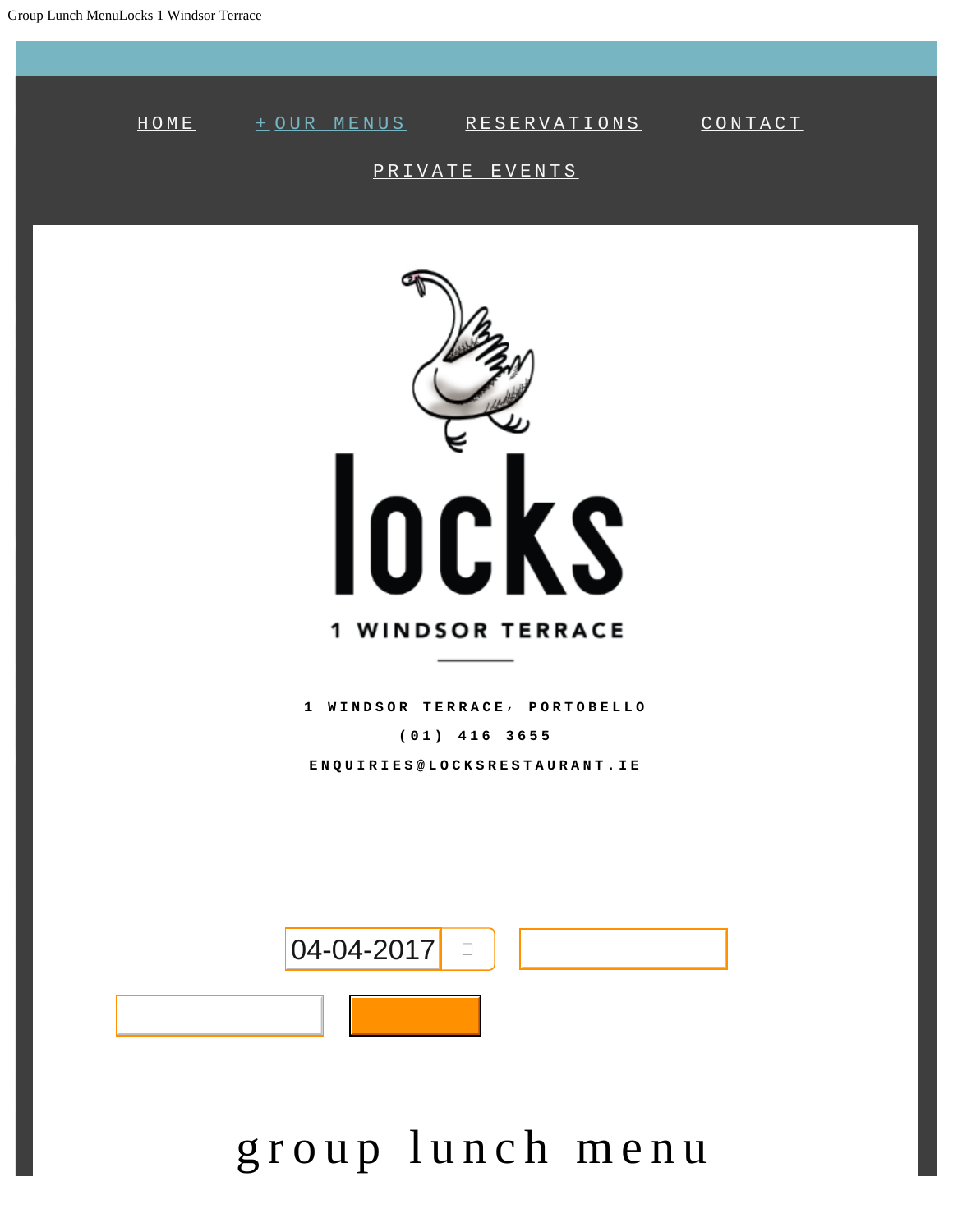HOME +OUR MENUS RESERVATIONS CONTACT

PRIVATE EVENTS

locks

1 WINDSOR TERRACE

1 WINDSOR TERRACE, PORTOBELLO

(01) 416 3655

ENQUIRIES@LOCKSRESTAURANT.IE

04-04-2017

# group lunch menu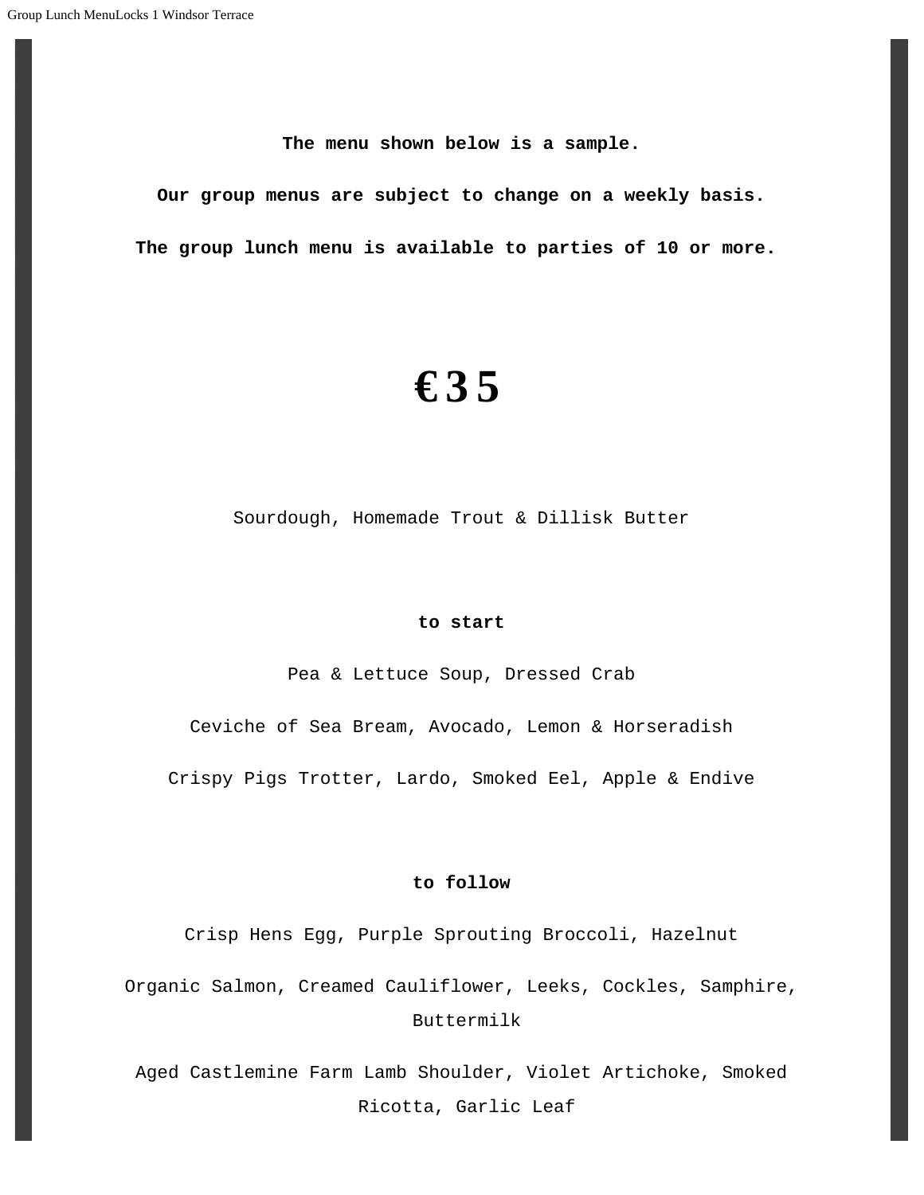**The menu shown below is a sample.**

**Our group menus are subject to change on a weekly basis.**

**The group lunch menu is available to parties of 10 or more.**

# €35

Sourdough, Homemade Trout & Dillisk Butter

**to start**

Pea & Lettuce Soup, Dressed Crab

Ceviche of Sea Bream, Avocado, Lemon & Horseradish

Crispy Pigs Trotter, Lardo, Smoked Eel, Apple & Endive

**to follow**

Crisp Hens Egg, Purple Sprouting Broccoli, Hazelnut

Organic Salmon, Creamed Cauliflower, Leeks, Cockles, Samphire, Buttermilk

Aged Castlemine Farm Lamb Shoulder, Violet Artichoke, Smoked Ricotta, Garlic Leaf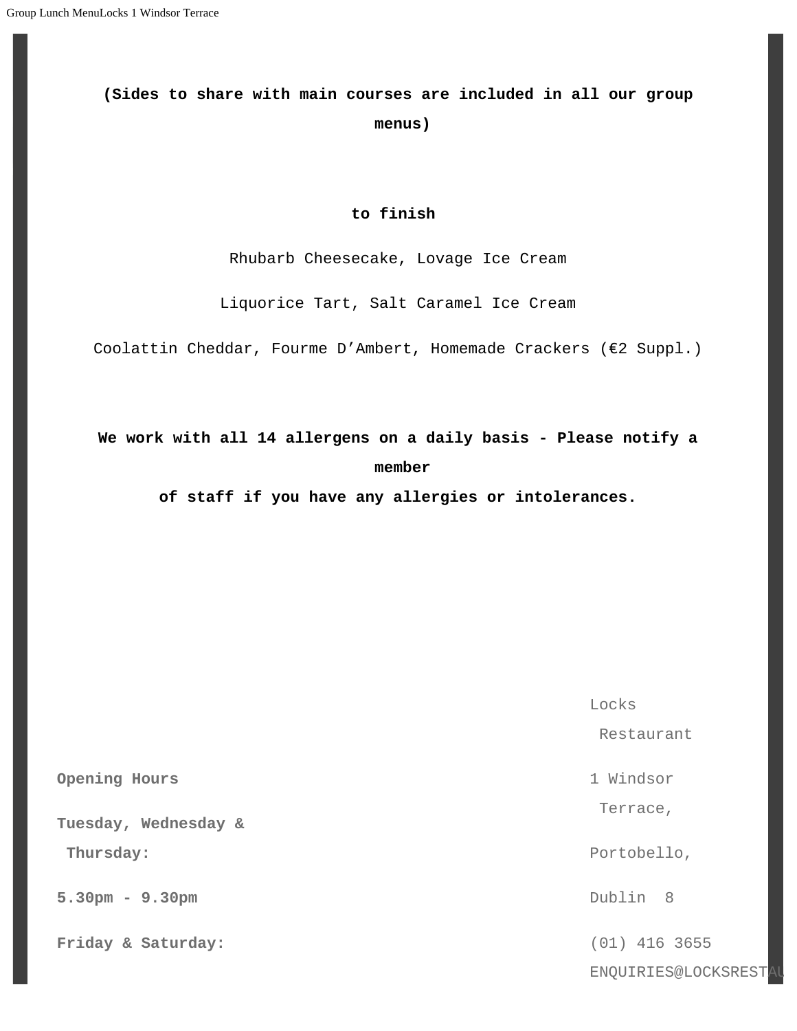**(Sides to share with main courses are included in all our group menus)**

**to finish**

Rhubarb Cheesecake, Lovage Ice Cream

Liquorice Tart, Salt Caramel Ice Cream

Coolattin Cheddar, Fourme D'Ambert, Homemade Crackers (€2 Suppl.)

**We work with all 14 allergens on a daily basis - Please notify a member of staff if you have any allergies or intolerances.**

**Opening Hours**

**Tuesday, Wednesday & Thursday:**

**5.30pm - 9.30pm**

**Friday & Saturday:**

Locks Restaurant

1 Windsor Terrace,

Portobello,

Dublin 8

(01) 416 3655

ENQUIRIES@LOCKSRESTAU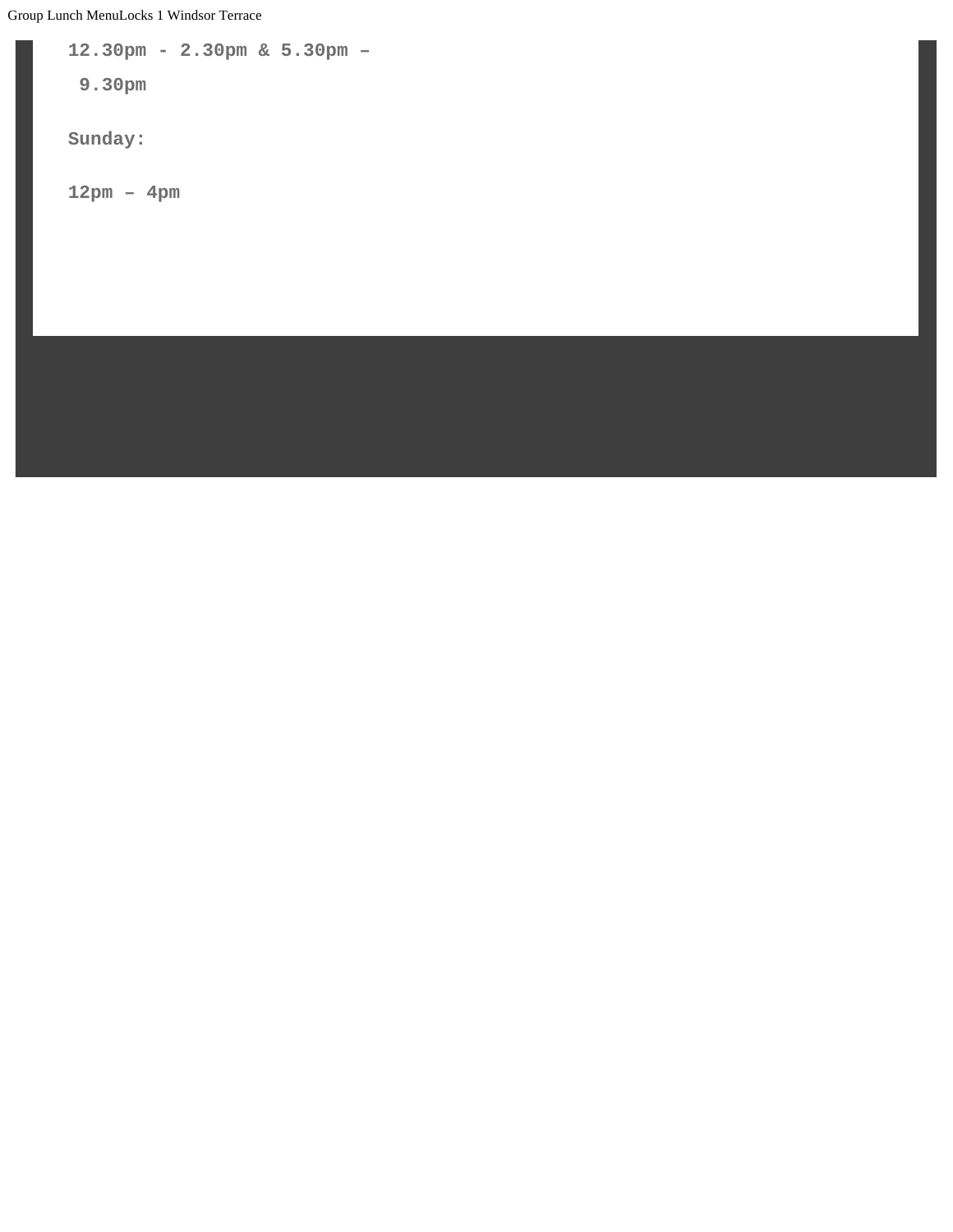12.30pm - 2.30pm & 5.30pm –

9.30pm

**Sunday:**

12pm – 4pm